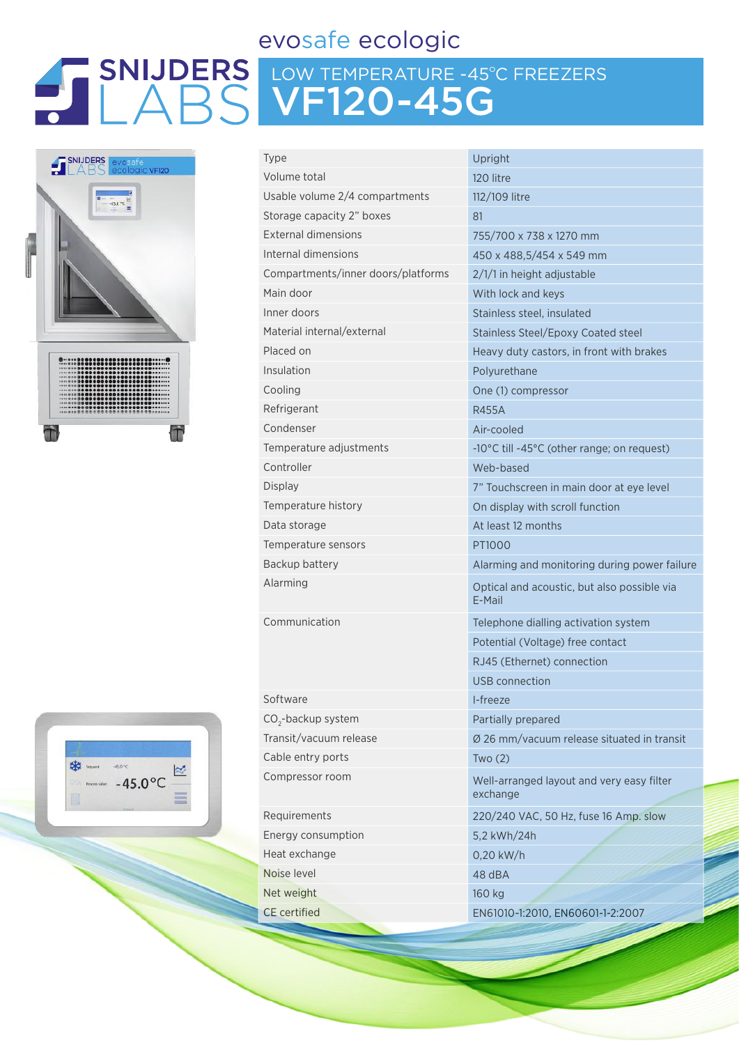evosafe ecologic

SNIJDERS LABS

# LOW TEMPERATURE -45°C FREEZERS
# VF120-45G

| | |
|---|---|
| Type | Upright |
| Volume total | 120 litre |
| Usable volume 2/4 compartments | 112/109 litre |
| Storage capacity 2" boxes | 81 |
| External dimensions | 755/700 x 738 x 1270 mm |
| Internal dimensions | 450 x 488,5/454 x 549 mm |
| Compartments/inner doors/platforms | 2/1/1 in height adjustable |
| Main door | With lock and keys |
| Inner doors | Stainless steel, insulated |
| Material internal/external | Stainless Steel/Epoxy Coated steel |
| Placed on | Heavy duty castors, in front with brakes |
| Insulation | Polyurethane |
| Cooling | One (1) compressor |
| Refrigerant | R455A |
| Condenser | Air-cooled |
| Temperature adjustments | -10°C till -45°C (other range; on request) |
| Controller | Web-based |
| Display | 7" Touchscreen in main door at eye level |
| Temperature history | On display with scroll function |
| Data storage | At least 12 months |
| Temperature sensors | PT1000 |
| Backup battery | Alarming and monitoring during power failure |
| Alarming | Optical and acoustic, but also possible via E-Mail |
| Communication | Telephone dialling activation system |
| | Potential (Voltage) free contact |
| | RJ45 (Ethernet) connection |
| | USB connection |
| Software | I-freeze |
| $CO_2$-backup system | Partially prepared |
| Transit/vacuum release | Ø 26 mm/vacuum release situated in transit |
| Cable entry ports | Two (2) |
| Compressor room | Well-arranged layout and very easy filter exchange |
| Requirements | 220/240 VAC, 50 Hz, fuse 16 Amp. slow |
| Energy consumption | 5,2 kWh/24h |
| Heat exchange | 0,20 kW/h |
| Noise level | 48 dBA |
| Net weight | 160 kg |
| CE certified | EN61010-1:2010, EN60601-1-2:2007 |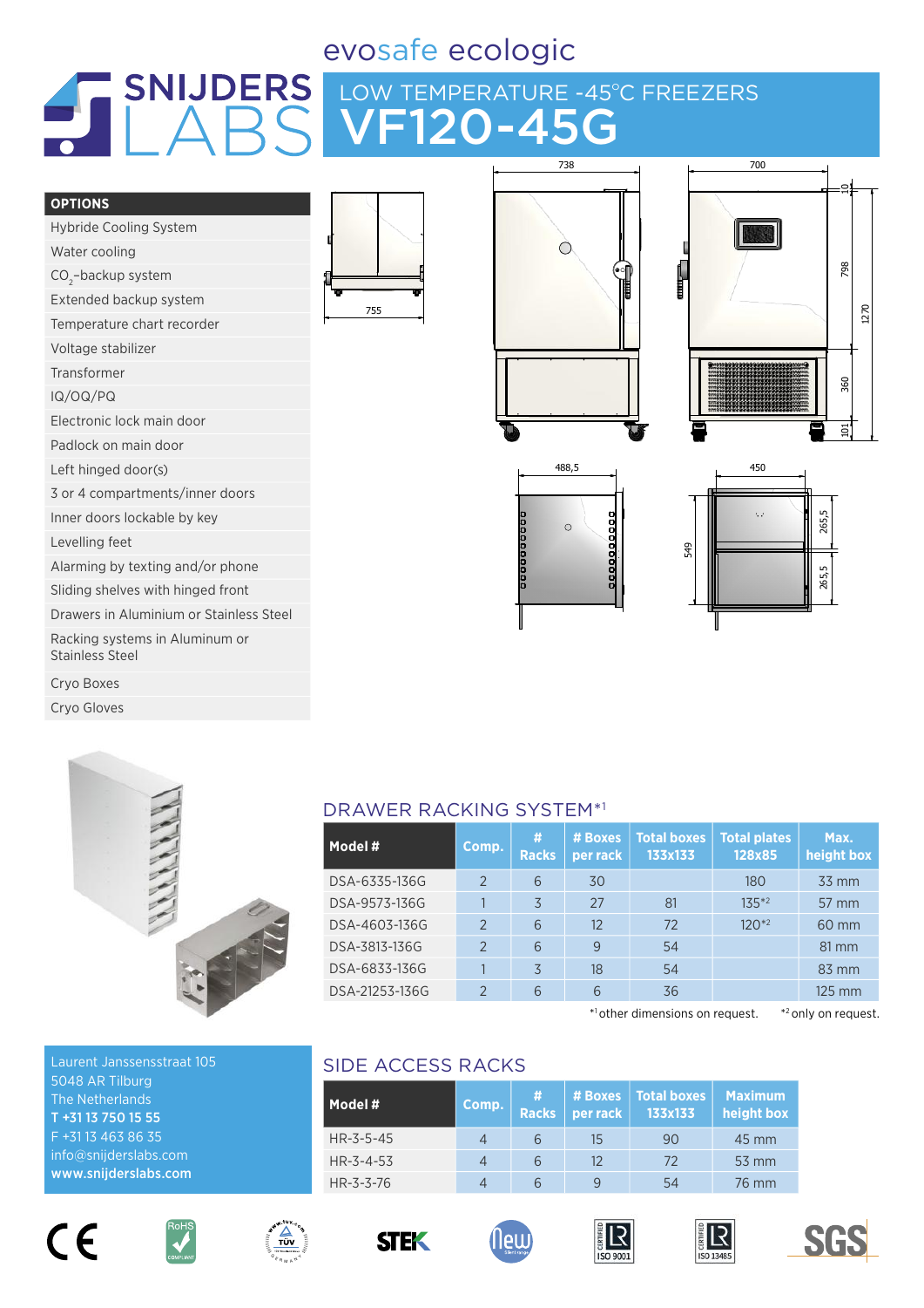evosafe ecologic

SNIJDERS LABS

# LOW TEMPERATURE -45°C FREEZERS
# VF120-45G

738

700

755

10

798

1270

360

101

488,5

450

549

265,5

265,5

## OPTIONS

- Hybride Cooling System
- Water cooling
- $CO_2$-backup system
- Extended backup system
- Temperature chart recorder
- Voltage stabilizer
- Transformer
- IQ/OQ/PQ
- Electronic lock main door
- Padlock on main door
- Left hinged door(s)
- 3 or 4 compartments/inner doors
- Inner doors lockable by key
- Levelling feet
- Alarming by texting and/or phone
- Sliding shelves with hinged front
- Drawers in Aluminium or Stainless Steel
- Racking systems in Aluminum or Stainless Steel
- Cryo Boxes
- Cryo Gloves

## DRAWER RACKING SYSTEM*[1]

| Model # | Comp. | # Racks | # Boxes per rack | Total boxes 133x133 | Total plates 128x85 | Max. height box |
|---|---|---|---|---|---|---|
| DSA-6335-136G | 2 | 6 | 30 | | 180 | 33 mm |
| DSA-9573-136G | 1 | 3 | 27 | 81 | 135*[2] | 57 mm |
| DSA-4603-136G | 2 | 6 | 12 | 72 | 120*[2] | 60 mm |
| DSA-3813-136G | 2 | 6 | 9 | 54 | | 81 mm |
| DSA-6833-136G | 1 | 3 | 18 | 54 | | 83 mm |
| DSA-21253-136G | 2 | 6 | 6 | 36 | | 125 mm |

*[1] other dimensions on request. *[2] only on request.

## SIDE ACCESS RACKS

| Model # | Comp. | # Racks | # Boxes per rack | Total boxes 133x133 | Maximum height box |
|---|---|---|---|---|---|
| HR-3-5-45 | 4 | 6 | 15 | 90 | 45 mm |
| HR-3-4-53 | 4 | 6 | 12 | 72 | 53 mm |
| HR-3-3-76 | 4 | 6 | 9 | 54 | 76 mm |

Laurent Janssensstraat 105
5048 AR Tilburg
The Netherlands
**T +31 13 750 15 55**
F +31 13 463 86 35
info@snijderslabs.com
**www.snijderslabs.com**

CE RoHS TÜV STEK ISO 9001 ISO 13485 SGS